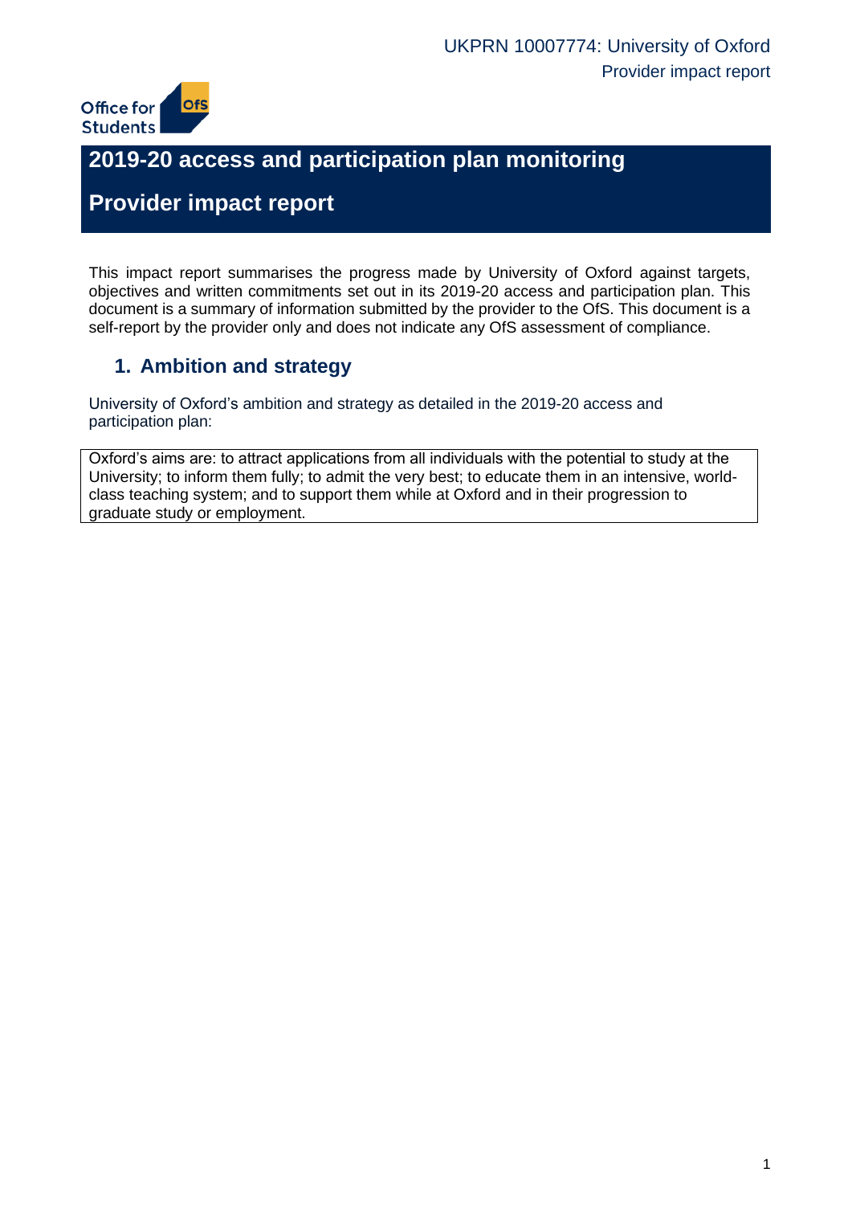# 2019-20 access and participation plan monitoring

# Provider impact report

This impact report summarises the progress made by University of Oxford against targets, objectives and written commitments set out in its 2019-20 access and participation plan. This document is a summary of information submitted by the provider to the OfS. This document is a self-report by the provider only and does not indicate any OfS assessment of compliance.

## 1. Ambition and strategy

University of Oxford's ambition and strategy as detailed in the 2019-20 access and participation plan:

| Oxford's aims are: to attract applications from all individuals with the potential to study at the University; to inform them fully; to admit the very best; to educate them in an intensive, world-class teaching system; and to support them while at Oxford and in their progression to graduate study or employment. |
| --- |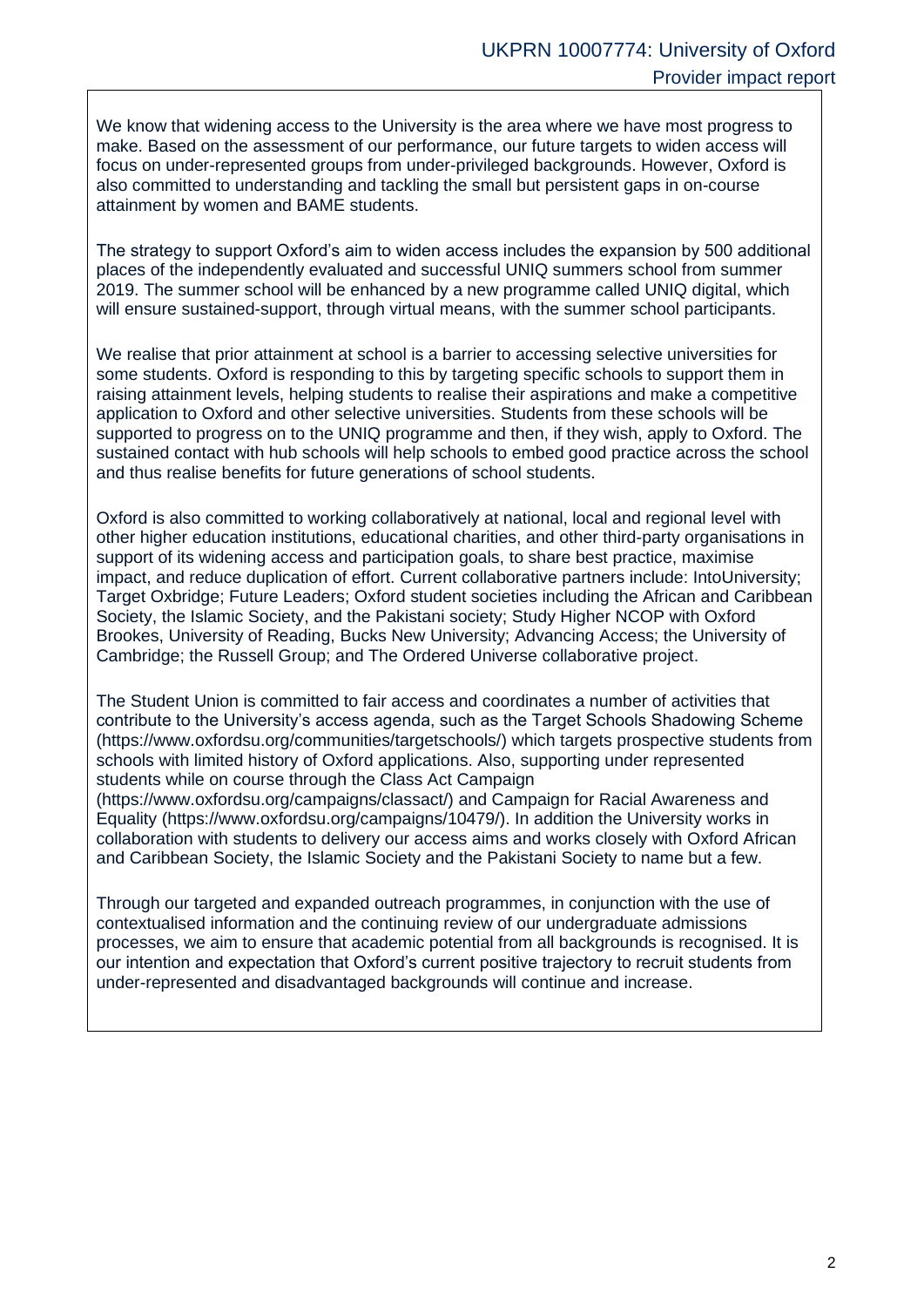We know that widening access to the University is the area where we have most progress to make. Based on the assessment of our performance, our future targets to widen access will focus on under-represented groups from under-privileged backgrounds. However, Oxford is also committed to understanding and tackling the small but persistent gaps in on-course attainment by women and BAME students.

The strategy to support Oxford's aim to widen access includes the expansion by 500 additional places of the independently evaluated and successful UNIQ summers school from summer 2019. The summer school will be enhanced by a new programme called UNIQ digital, which will ensure sustained-support, through virtual means, with the summer school participants.

We realise that prior attainment at school is a barrier to accessing selective universities for some students. Oxford is responding to this by targeting specific schools to support them in raising attainment levels, helping students to realise their aspirations and make a competitive application to Oxford and other selective universities. Students from these schools will be supported to progress on to the UNIQ programme and then, if they wish, apply to Oxford. The sustained contact with hub schools will help schools to embed good practice across the school and thus realise benefits for future generations of school students.

Oxford is also committed to working collaboratively at national, local and regional level with other higher education institutions, educational charities, and other third-party organisations in support of its widening access and participation goals, to share best practice, maximise impact, and reduce duplication of effort. Current collaborative partners include: IntoUniversity; Target Oxbridge; Future Leaders; Oxford student societies including the African and Caribbean Society, the Islamic Society, and the Pakistani society; Study Higher NCOP with Oxford Brookes, University of Reading, Bucks New University; Advancing Access; the University of Cambridge; the Russell Group; and The Ordered Universe collaborative project.

The Student Union is committed to fair access and coordinates a number of activities that contribute to the University's access agenda, such as the Target Schools Shadowing Scheme (https://www.oxfordsu.org/communities/targetschools/) which targets prospective students from schools with limited history of Oxford applications. Also, supporting under represented students while on course through the Class Act Campaign (https://www.oxfordsu.org/campaigns/classact/) and Campaign for Racial Awareness and Equality (https://www.oxfordsu.org/campaigns/10479/). In addition the University works in collaboration with students to delivery our access aims and works closely with Oxford African and Caribbean Society, the Islamic Society and the Pakistani Society to name but a few.

Through our targeted and expanded outreach programmes, in conjunction with the use of contextualised information and the continuing review of our undergraduate admissions processes, we aim to ensure that academic potential from all backgrounds is recognised. It is our intention and expectation that Oxford's current positive trajectory to recruit students from under-represented and disadvantaged backgrounds will continue and increase.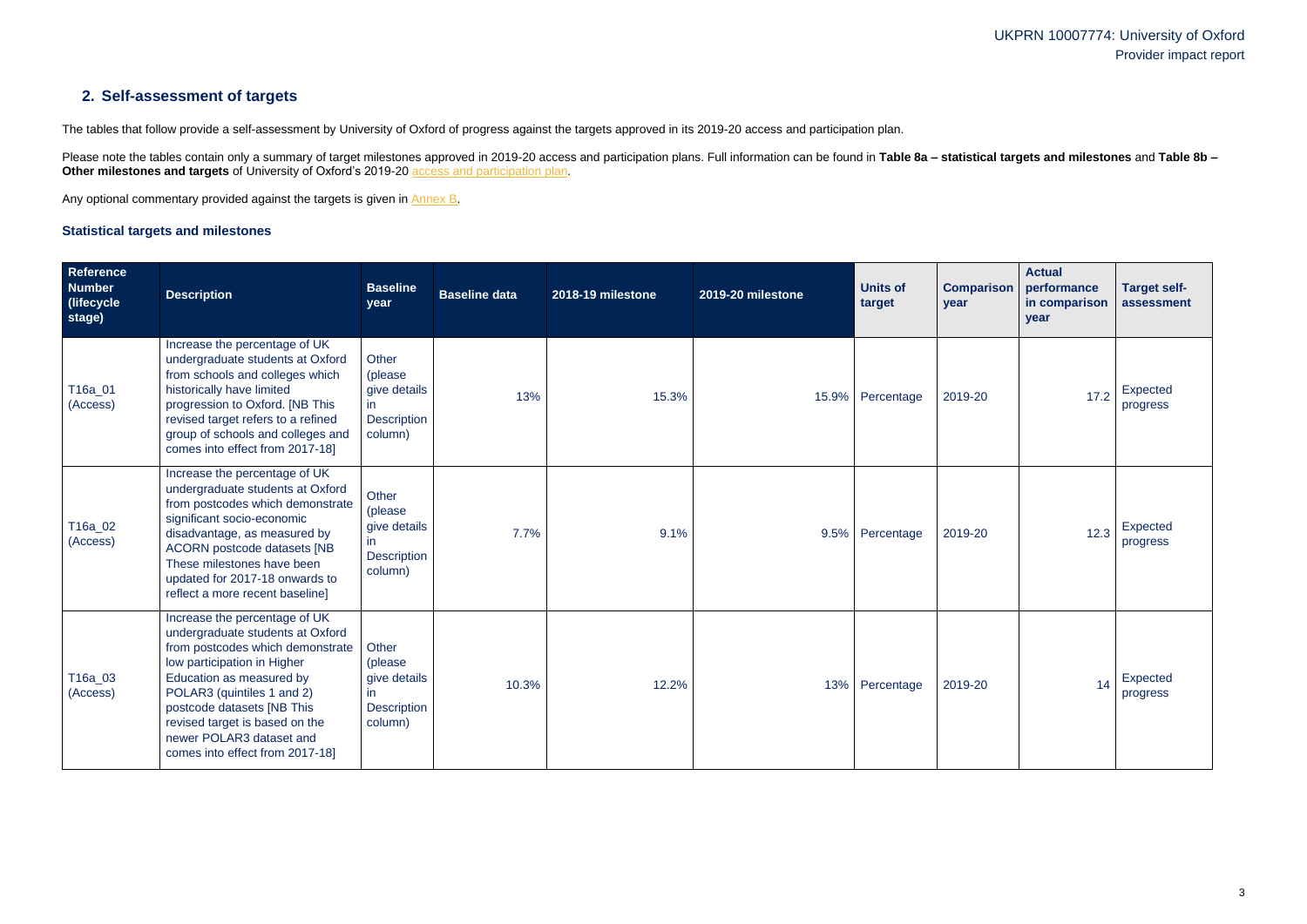## 2. Self-assessment of targets

The tables that follow provide a self-assessment by University of Oxford of progress against the targets approved in its 2019-20 access and participation plan.

Please note the tables contain only a summary of target milestones approved in 2019-20 access and participation plans. Full information can be found in **Table 8a – statistical targets and milestones** and **Table 8b – Other milestones and targets** of University of Oxford's 2019-20 access and participation plan.

Any optional commentary provided against the targets is given in Annex B.

### Statistical targets and milestones

| Reference Number (lifecycle stage) | Description | Baseline year | Baseline data | 2018-19 milestone | 2019-20 milestone | Units of target | Comparison year | Actual performance in comparison year | Target self-assessment |
|---|---|---|---|---|---|---|---|---|---|
| T16a_01 (Access) | Increase the percentage of UK undergraduate students at Oxford from schools and colleges which historically have limited progression to Oxford. [NB This revised target refers to a refined group of schools and colleges and comes into effect from 2017-18] | Other (please give details in Description column) | 13% | 15.3% | 15.9% | Percentage | 2019-20 | 17.2 | Expected progress |
| T16a_02 (Access) | Increase the percentage of UK undergraduate students at Oxford from postcodes which demonstrate significant socio-economic disadvantage, as measured by ACORN postcode datasets [NB These milestones have been updated for 2017-18 onwards to reflect a more recent baseline] | Other (please give details in Description column) | 7.7% | 9.1% | 9.5% | Percentage | 2019-20 | 12.3 | Expected progress |
| T16a_03 (Access) | Increase the percentage of UK undergraduate students at Oxford from postcodes which demonstrate low participation in Higher Education as measured by POLAR3 (quintiles 1 and 2) postcode datasets [NB This revised target is based on the newer POLAR3 dataset and comes into effect from 2017-18] | Other (please give details in Description column) | 10.3% | 12.2% | 13% | Percentage | 2019-20 | 14 | Expected progress |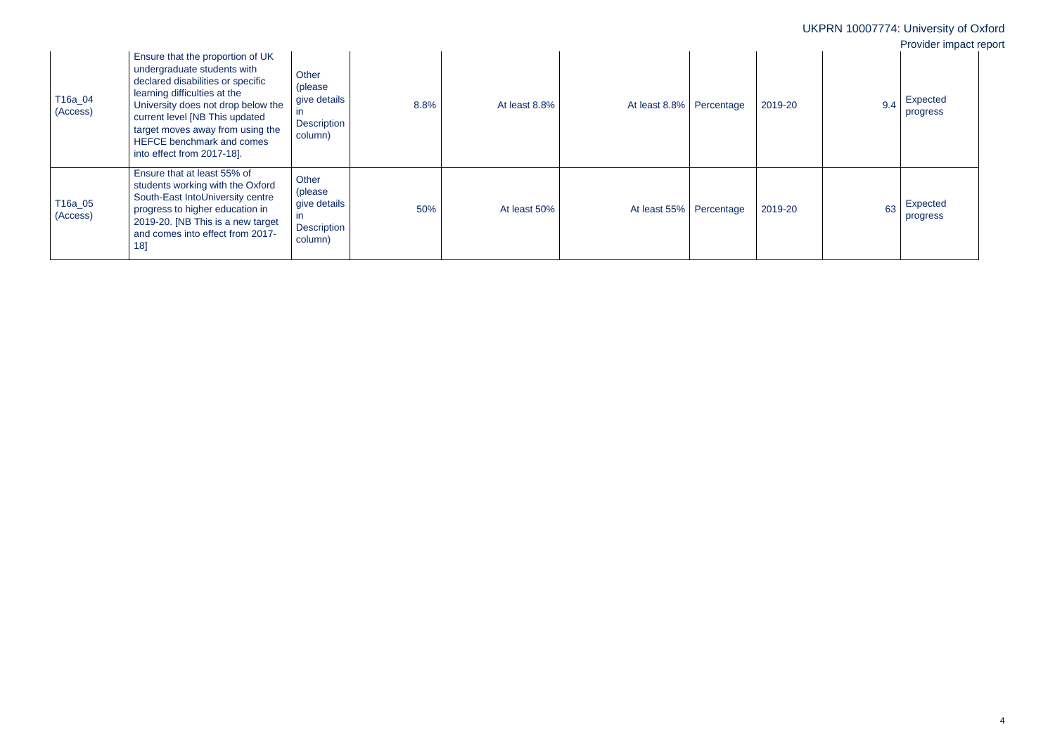| | | | | | | | | | |
|---|---|---|---|---|---|---|---|---|---|
| T16a_04 (Access) | Ensure that the proportion of UK undergraduate students with declared disabilities or specific learning difficulties at the University does not drop below the current level [NB This updated target moves away from using the HEFCE benchmark and comes into effect from 2017-18]. | Other (please give details in Description column) | 8.8% | At least 8.8% | At least 8.8% | Percentage | 2019-20 | 9.4 | Expected progress |
| T16a_05 (Access) | Ensure that at least 55% of students working with the Oxford South-East IntoUniversity centre progress to higher education in 2019-20. [NB This is a new target and comes into effect from 2017-18] | Other (please give details in Description column) | 50% | At least 50% | At least 55% | Percentage | 2019-20 | 63 | Expected progress |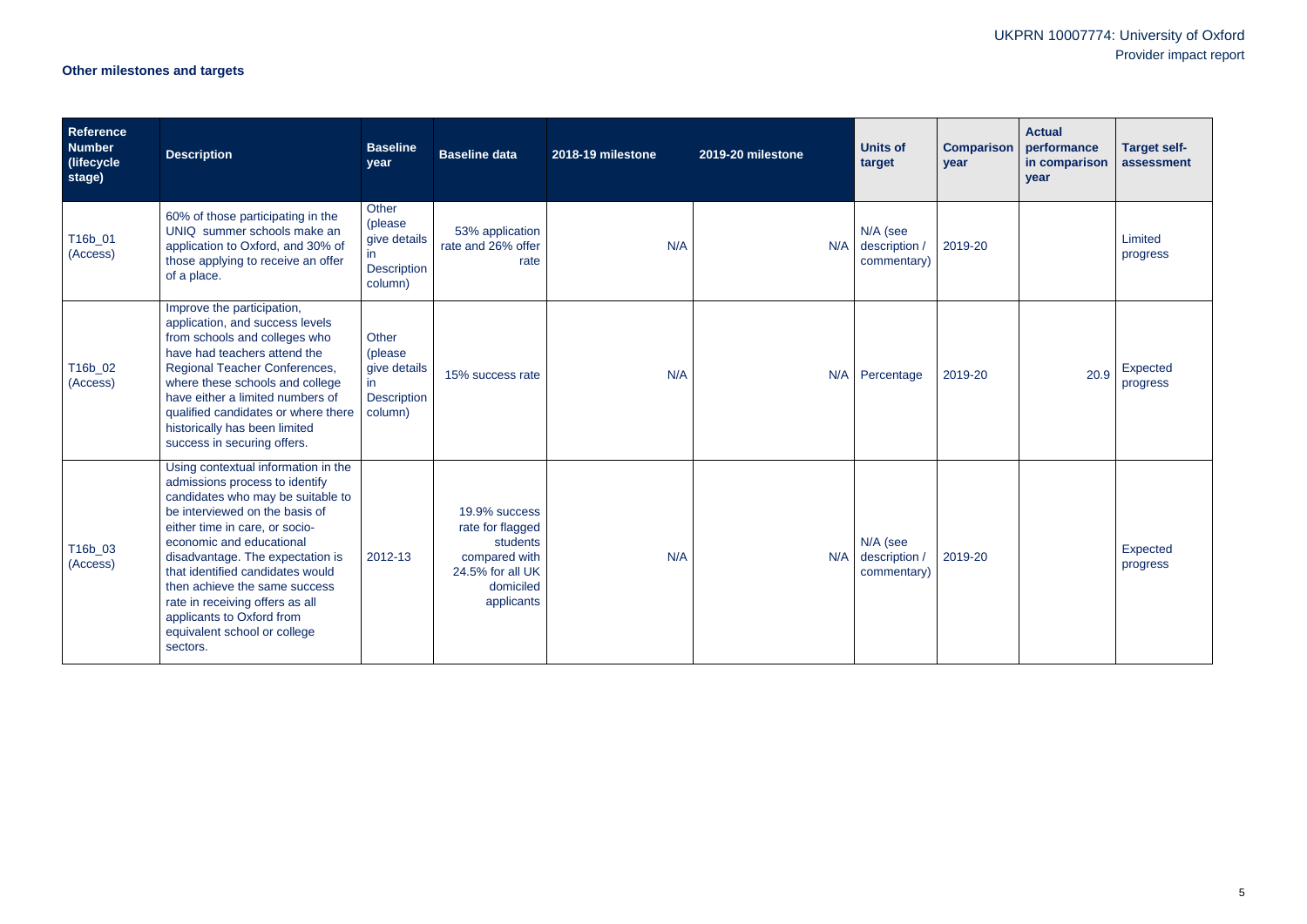## Other milestones and targets

| Reference Number (lifecycle stage) | Description | Baseline year | Baseline data | 2018-19 milestone | 2019-20 milestone | Units of target | Comparison year | Actual performance in comparison year | Target self-assessment |
|---|---|---|---|---|---|---|---|---|---|
| T16b_01 (Access) | 60% of those participating in the UNIQ summer schools make an application to Oxford, and 30% of those applying to receive an offer of a place. | Other (please give details in Description column) | 53% application rate and 26% offer rate | N/A | N/A | N/A (see description / commentary) | 2019-20 | | Limited progress |
| T16b_02 (Access) | Improve the participation, application, and success levels from schools and colleges who have had teachers attend the Regional Teacher Conferences, where these schools and college have either a limited numbers of qualified candidates or where there historically has been limited success in securing offers. | Other (please give details in Description column) | 15% success rate | N/A | N/A | Percentage | 2019-20 | 20.9 | Expected progress |
| T16b_03 (Access) | Using contextual information in the admissions process to identify candidates who may be suitable to be interviewed on the basis of either time in care, or socio-economic and educational disadvantage. The expectation is that identified candidates would then achieve the same success rate in receiving offers as all applicants to Oxford from equivalent school or college sectors. | 2012-13 | 19.9% success rate for flagged students compared with 24.5% for all UK domiciled applicants | N/A | N/A | N/A (see description / commentary) | 2019-20 | | Expected progress |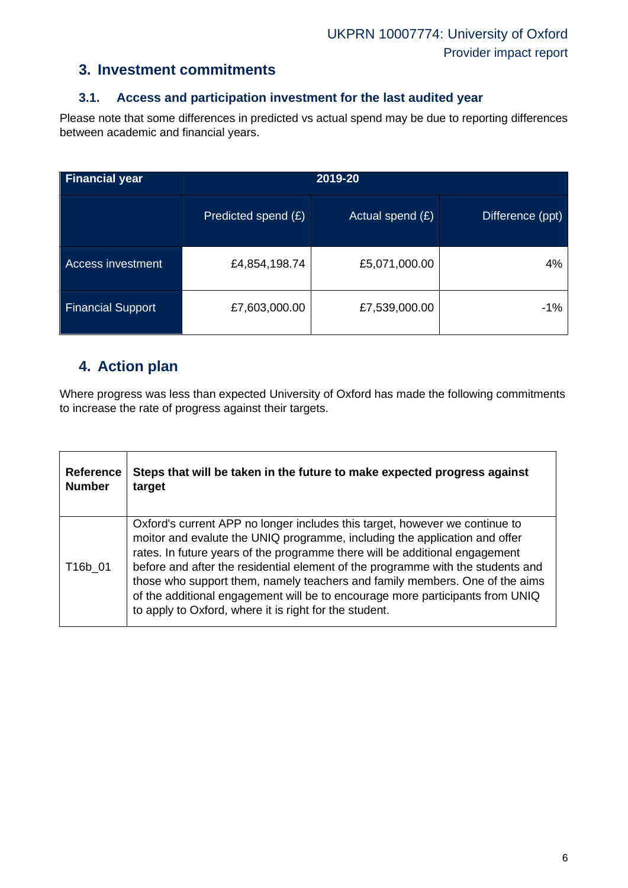## 3. Investment commitments

### 3.1. Access and participation investment for the last audited year

Please note that some differences in predicted vs actual spend may be due to reporting differences between academic and financial years.

| Financial year | 2019-20 | | |
|---|---|---|---|
| | Predicted spend (£) | Actual spend (£) | Difference (ppt) |
| Access investment | £4,854,198.74 | £5,071,000.00 | 4% |
| Financial Support | £7,603,000.00 | £7,539,000.00 | -1% |

## 4. Action plan

Where progress was less than expected University of Oxford has made the following commitments to increase the rate of progress against their targets.

| Reference Number | Steps that will be taken in the future to make expected progress against target |
|---|---|
| T16b_01 | Oxford's current APP no longer includes this target, however we continue to moitor and evalute the UNIQ programme, including the application and offer rates. In future years of the programme there will be additional engagement before and after the residential element of the programme with the students and those who support them, namely teachers and family members. One of the aims of the additional engagement will be to encourage more participants from UNIQ to apply to Oxford, where it is right for the student. |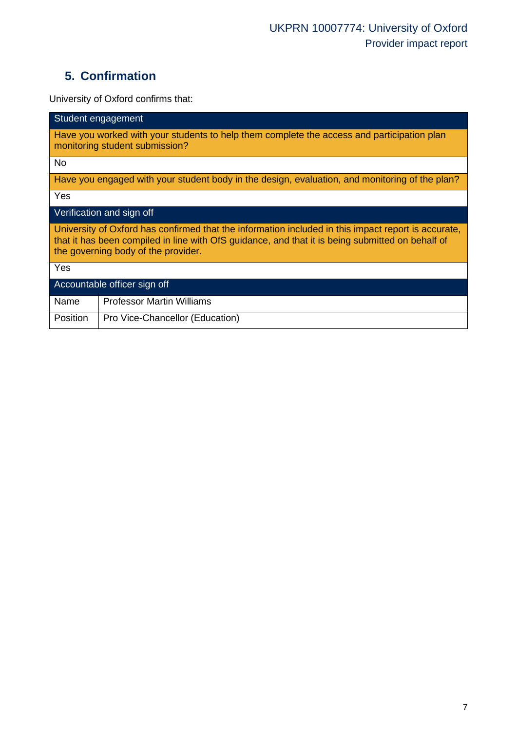## 5. Confirmation

University of Oxford confirms that:

| Student engagement | |
|---|---|
| Have you worked with your students to help them complete the access and participation plan monitoring student submission? | |
| No | |
| Have you engaged with your student body in the design, evaluation, and monitoring of the plan? | |
| Yes | |
| **Verification and sign off** | |
| University of Oxford has confirmed that the information included in this impact report is accurate, that it has been compiled in line with OfS guidance, and that it is being submitted on behalf of the governing body of the provider. | |
| Yes | |
| **Accountable officer sign off** | |
| Name | Professor Martin Williams |
| Position | Pro Vice-Chancellor (Education) |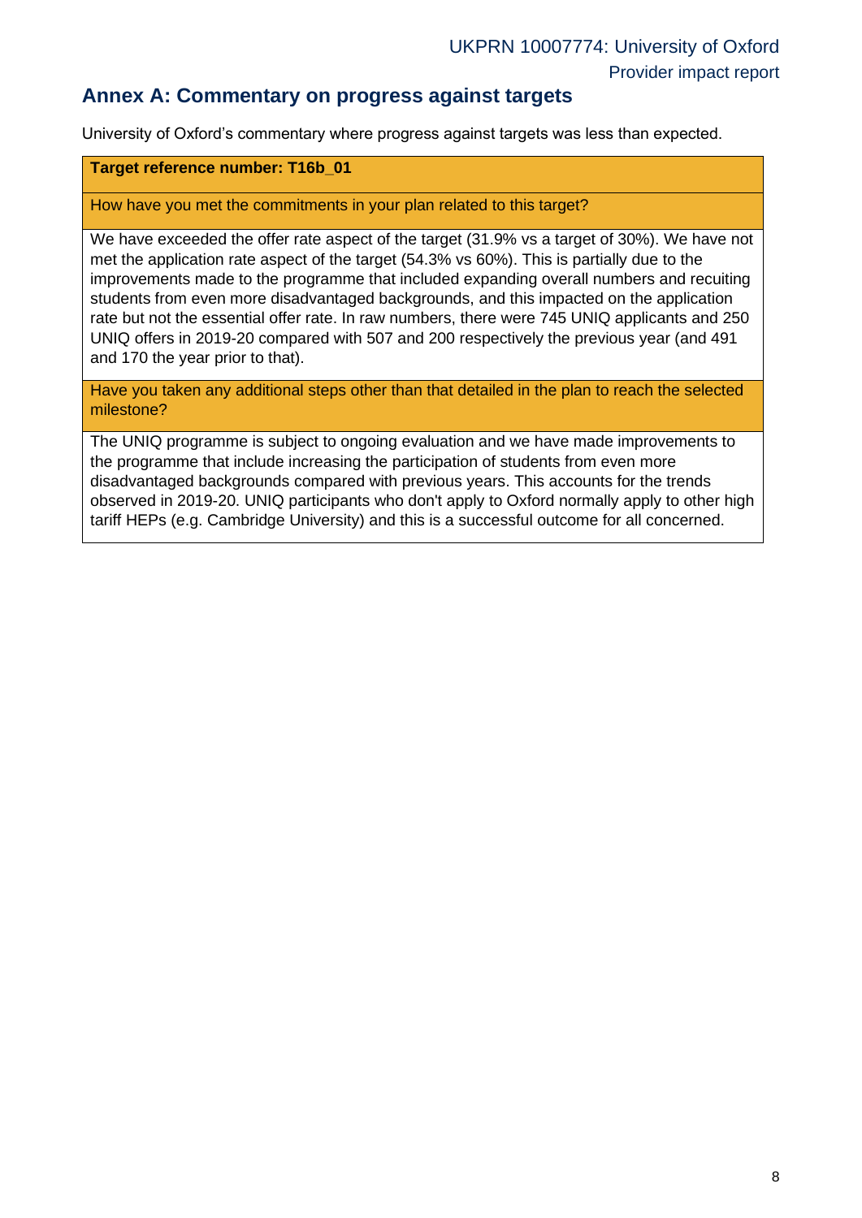## Annex A: Commentary on progress against targets

University of Oxford's commentary where progress against targets was less than expected.

| **Target reference number: T16b_01** |
| --- |
| How have you met the commitments in your plan related to this target? |
| We have exceeded the offer rate aspect of the target (31.9% vs a target of 30%). We have not met the application rate aspect of the target (54.3% vs 60%). This is partially due to the improvements made to the programme that included expanding overall numbers and recuiting students from even more disadvantaged backgrounds, and this impacted on the application rate but not the essential offer rate. In raw numbers, there were 745 UNIQ applicants and 250 UNIQ offers in 2019-20 compared with 507 and 200 respectively the previous year (and 491 and 170 the year prior to that). |
| Have you taken any additional steps other than that detailed in the plan to reach the selected milestone? |
| The UNIQ programme is subject to ongoing evaluation and we have made improvements to the programme that include increasing the participation of students from even more disadvantaged backgrounds compared with previous years. This accounts for the trends observed in 2019-20. UNIQ participants who don't apply to Oxford normally apply to other high tariff HEPs (e.g. Cambridge University) and this is a successful outcome for all concerned. |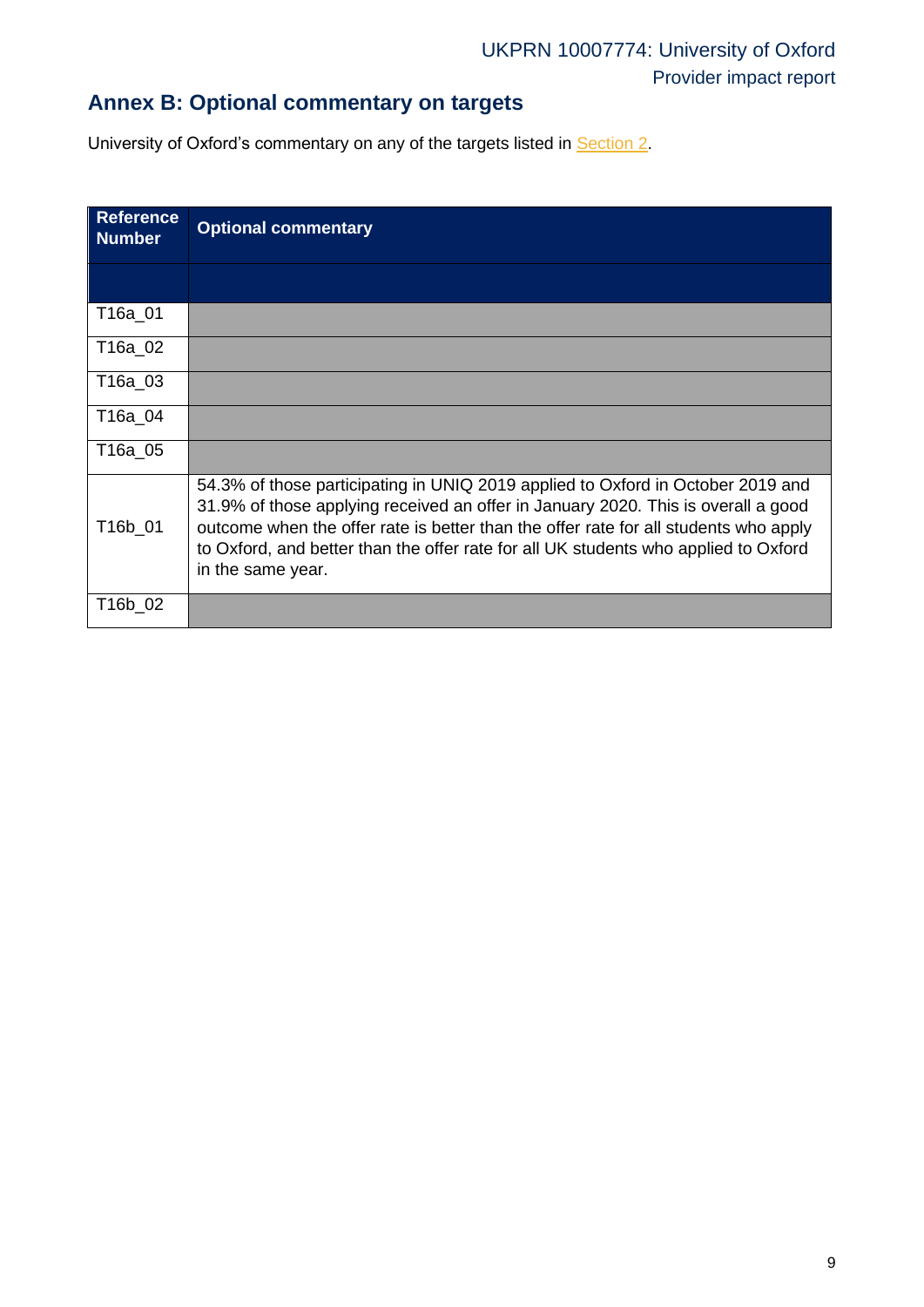## Annex B: Optional commentary on targets

University of Oxford's commentary on any of the targets listed in Section 2.

| Reference Number | Optional commentary |
|---|---|
| | |
| T16a_01 | |
| T16a_02 | |
| T16a_03 | |
| T16a_04 | |
| T16a_05 | |
| T16b_01 | 54.3% of those participating in UNIQ 2019 applied to Oxford in October 2019 and 31.9% of those applying received an offer in January 2020. This is overall a good outcome when the offer rate is better than the offer rate for all students who apply to Oxford, and better than the offer rate for all UK students who applied to Oxford in the same year. |
| T16b_02 | |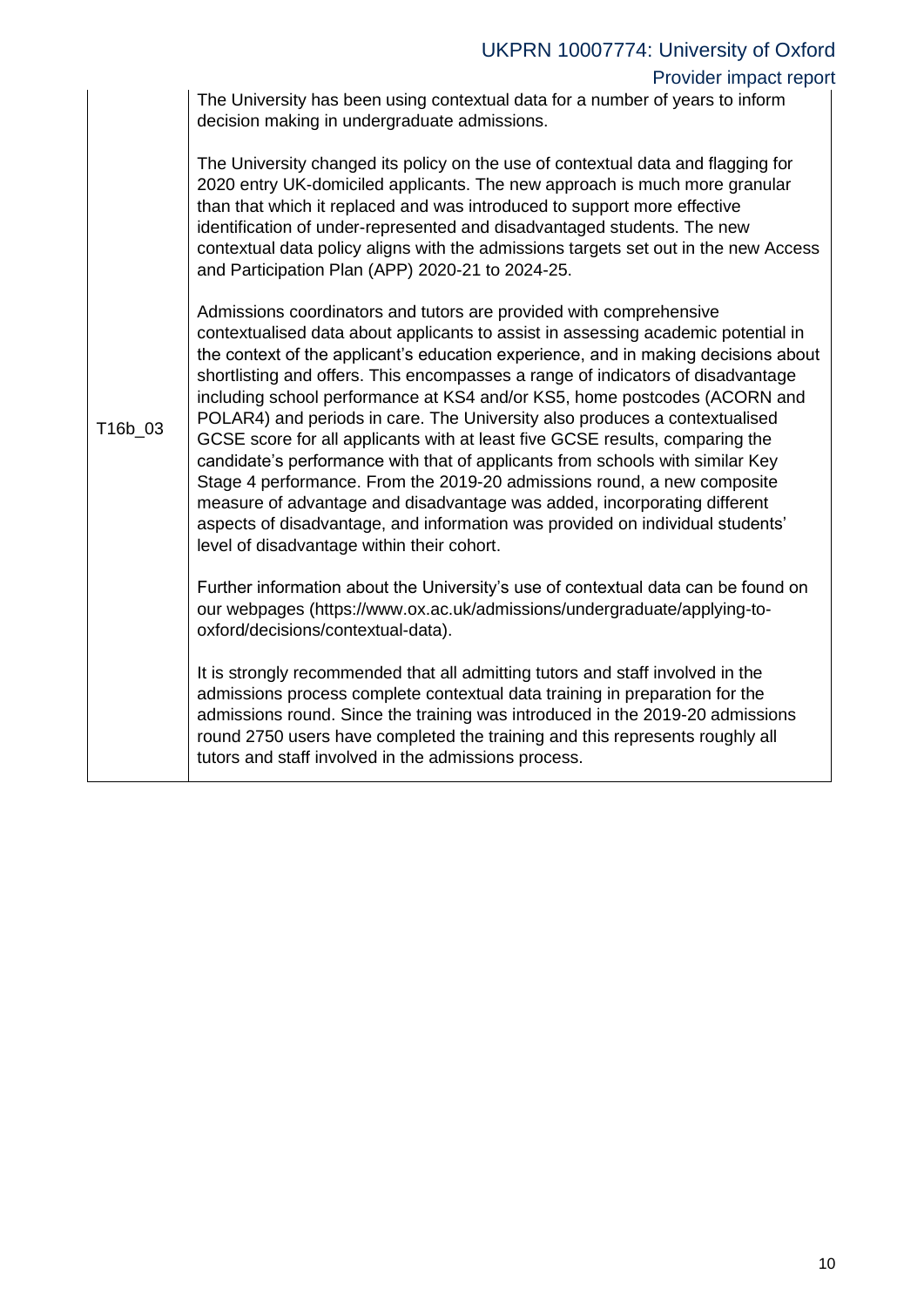| | |
|---|---|
| T16b_03 | The University has been using contextual data for a number of years to inform decision making in undergraduate admissions.<br><br>The University changed its policy on the use of contextual data and flagging for 2020 entry UK-domiciled applicants. The new approach is much more granular than that which it replaced and was introduced to support more effective identification of under-represented and disadvantaged students. The new contextual data policy aligns with the admissions targets set out in the new Access and Participation Plan (APP) 2020-21 to 2024-25.<br><br>Admissions coordinators and tutors are provided with comprehensive contextualised data about applicants to assist in assessing academic potential in the context of the applicant's education experience, and in making decisions about shortlisting and offers. This encompasses a range of indicators of disadvantage including school performance at KS4 and/or KS5, home postcodes (ACORN and POLAR4) and periods in care. The University also produces a contextualised GCSE score for all applicants with at least five GCSE results, comparing the candidate's performance with that of applicants from schools with similar Key Stage 4 performance. From the 2019-20 admissions round, a new composite measure of advantage and disadvantage was added, incorporating different aspects of disadvantage, and information was provided on individual students' level of disadvantage within their cohort.<br><br>Further information about the University's use of contextual data can be found on our webpages (https://www.ox.ac.uk/admissions/undergraduate/applying-to-oxford/decisions/contextual-data).<br><br>It is strongly recommended that all admitting tutors and staff involved in the admissions process complete contextual data training in preparation for the admissions round. Since the training was introduced in the 2019-20 admissions round 2750 users have completed the training and this represents roughly all tutors and staff involved in the admissions process. |